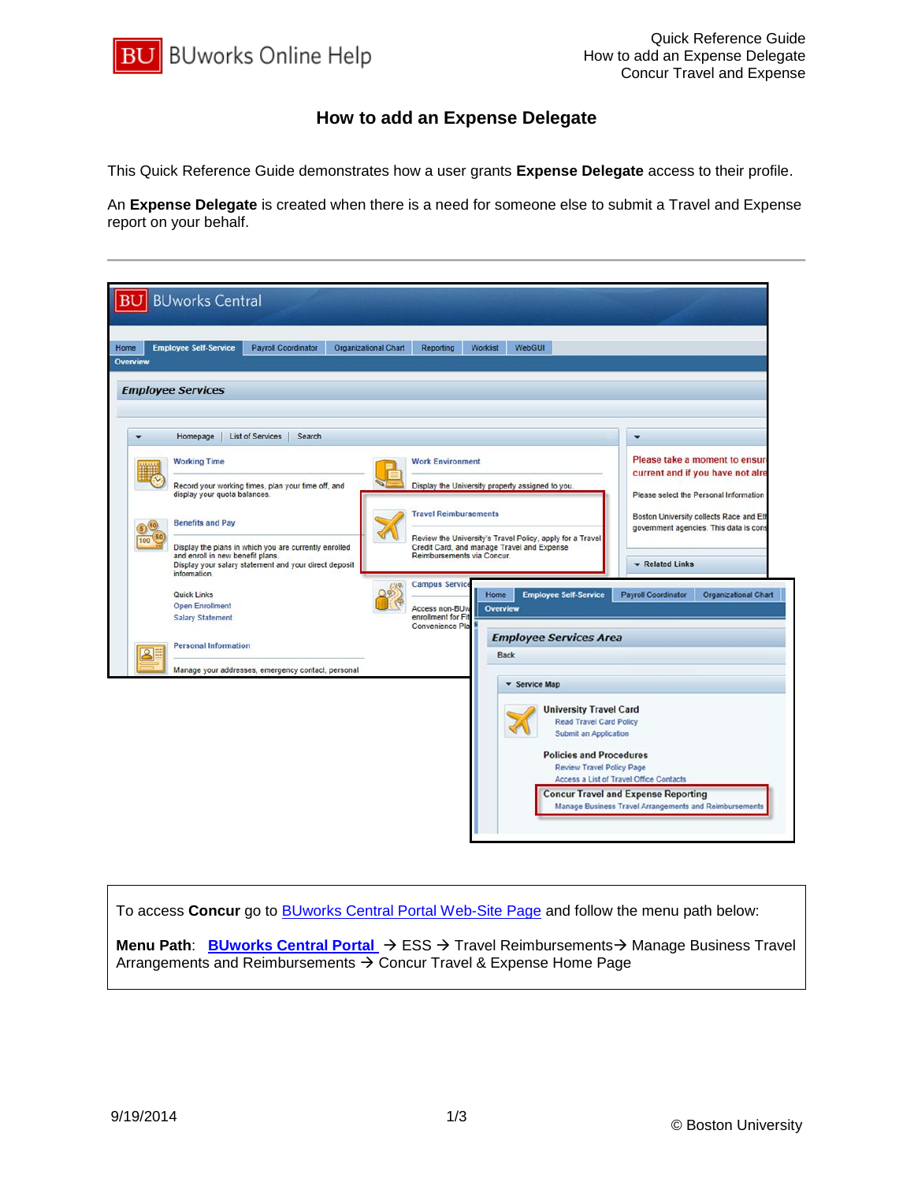# How to add an Expense Delegate

This Quick Reference Guide demonstrates how a user grants **Expense Delegate** access to their profile.

An **Expense Delegate** is created when there is a need for someone else to submit a Travel and Expense report on your behalf.

---

To access **Concur** go to BUworks Central Portal Web-Site Page and follow the menu path below:

**Menu Path**: **BUworks Central Portal** → ESS → Travel Reimbursements→ Manage Business Travel Arrangements and Reimbursements → Concur Travel & Expense Home Page

© Boston University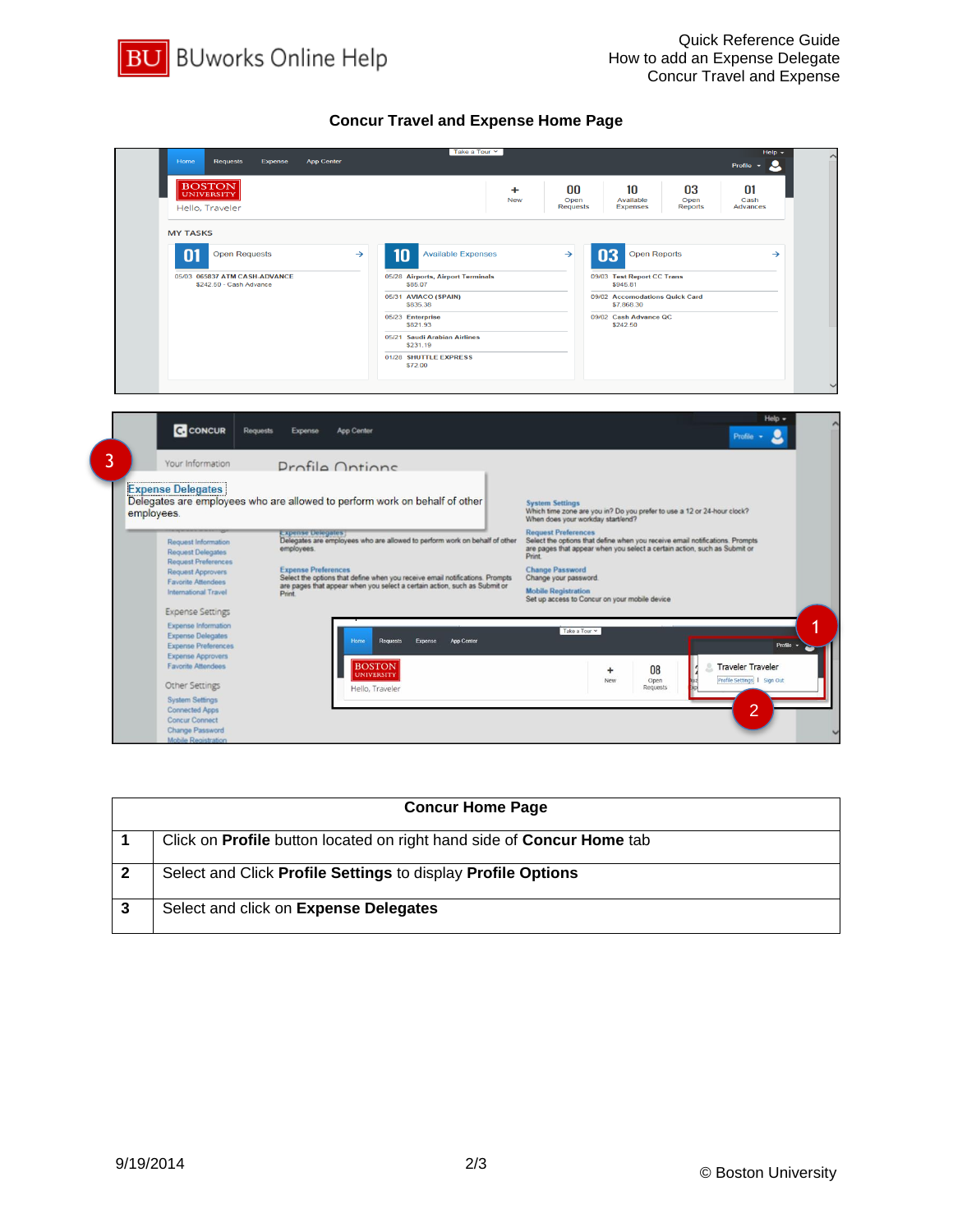## Concur Travel and Expense Home Page

| Concur Home Page | |
|---|---|
| **1** | Click on **Profile** button located on right hand side of **Concur Home** tab |
| **2** | Select and Click **Profile Settings** to display **Profile Options** |
| **3** | Select and click on **Expense Delegates** |

9/19/2014

© Boston University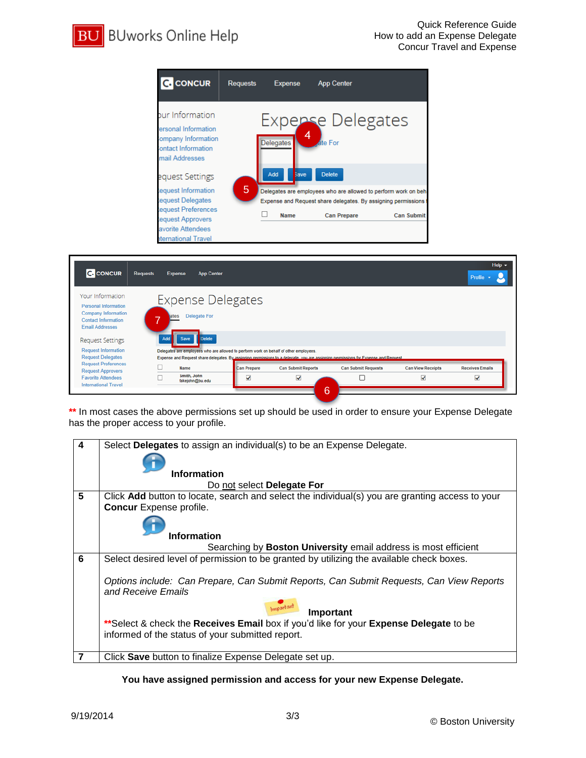** In most cases the above permissions set up should be used in order to ensure your Expense Delegate has the proper access to your profile.

| | |
|---|---|
| 4 | Select **Delegates** to assign an individual(s) to be an Expense Delegate.<br><br>**Information**<br>Do not select **Delegate For** |
| 5 | Click **Add** button to locate, search and select the individual(s) you are granting access to your **Concur** Expense profile.<br><br>**Information**<br>Searching by **Boston University** email address is most efficient |
| 6 | Select desired level of permission to be granted by utilizing the available check boxes.<br><br>*Options include: Can Prepare, Can Submit Reports, Can Submit Requests, Can View Reports and Receive Emails*<br><br>**Important**<br>**Select & check the **Receives Email** box if you'd like for your **Expense Delegate** to be informed of the status of your submitted report. |
| 7 | Click **Save** button to finalize Expense Delegate set up. |

**You have assigned permission and access for your new Expense Delegate.**

9/19/2014

© Boston University